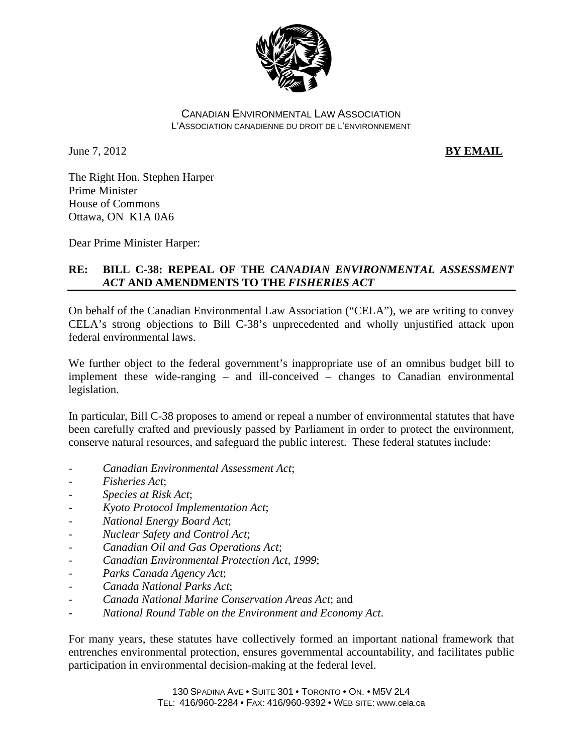CANADIAN ENVIRONMENTAL LAW ASSOCIATION
L'ASSOCIATION CANADIENNE DU DROIT DE L'ENVIRONNEMENT

June 7, 2012 **BY EMAIL**

The Right Hon. Stephen Harper
Prime Minister
House of Commons
Ottawa, ON K1A 0A6

Dear Prime Minister Harper:

**RE: BILL C-38: REPEAL OF THE *CANADIAN ENVIRONMENTAL ASSESSMENT ACT* AND AMENDMENTS TO THE *FISHERIES ACT***

On behalf of the Canadian Environmental Law Association ("CELA"), we are writing to convey CELA's strong objections to Bill C-38's unprecedented and wholly unjustified attack upon federal environmental laws.

We further object to the federal government's inappropriate use of an omnibus budget bill to implement these wide-ranging – and ill-conceived – changes to Canadian environmental legislation.

In particular, Bill C-38 proposes to amend or repeal a number of environmental statutes that have been carefully crafted and previously passed by Parliament in order to protect the environment, conserve natural resources, and safeguard the public interest. These federal statutes include:

- *Canadian Environmental Assessment Act*;
- *Fisheries Act*;
- *Species at Risk Act*;
- *Kyoto Protocol Implementation Act*;
- *National Energy Board Act*;
- *Nuclear Safety and Control Act*;
- *Canadian Oil and Gas Operations Act*;
- *Canadian Environmental Protection Act, 1999*;
- *Parks Canada Agency Act*;
- *Canada National Parks Act*;
- *Canada National Marine Conservation Areas Act*; and
- *National Round Table on the Environment and Economy Act*.

For many years, these statutes have collectively formed an important national framework that entrenches environmental protection, ensures governmental accountability, and facilitates public participation in environmental decision-making at the federal level.

130 SPADINA AVE • SUITE 301 • TORONTO • ON. • M5V 2L4
TEL: 416/960-2284 • FAX: 416/960-9392 • WEB SITE: www.cela.ca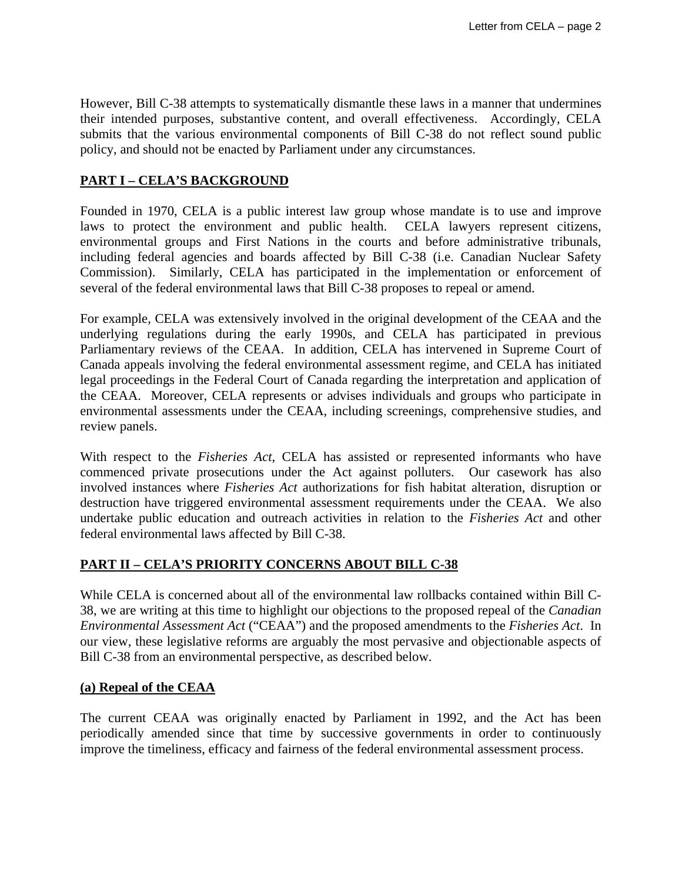However, Bill C-38 attempts to systematically dismantle these laws in a manner that undermines their intended purposes, substantive content, and overall effectiveness. Accordingly, CELA submits that the various environmental components of Bill C-38 do not reflect sound public policy, and should not be enacted by Parliament under any circumstances.

## PART I – CELA'S BACKGROUND

Founded in 1970, CELA is a public interest law group whose mandate is to use and improve laws to protect the environment and public health. CELA lawyers represent citizens, environmental groups and First Nations in the courts and before administrative tribunals, including federal agencies and boards affected by Bill C-38 (i.e. Canadian Nuclear Safety Commission). Similarly, CELA has participated in the implementation or enforcement of several of the federal environmental laws that Bill C-38 proposes to repeal or amend.

For example, CELA was extensively involved in the original development of the CEAA and the underlying regulations during the early 1990s, and CELA has participated in previous Parliamentary reviews of the CEAA. In addition, CELA has intervened in Supreme Court of Canada appeals involving the federal environmental assessment regime, and CELA has initiated legal proceedings in the Federal Court of Canada regarding the interpretation and application of the CEAA. Moreover, CELA represents or advises individuals and groups who participate in environmental assessments under the CEAA, including screenings, comprehensive studies, and review panels.

With respect to the *Fisheries Act*, CELA has assisted or represented informants who have commenced private prosecutions under the Act against polluters. Our casework has also involved instances where *Fisheries Act* authorizations for fish habitat alteration, disruption or destruction have triggered environmental assessment requirements under the CEAA. We also undertake public education and outreach activities in relation to the *Fisheries Act* and other federal environmental laws affected by Bill C-38.

## PART II – CELA'S PRIORITY CONCERNS ABOUT BILL C-38

While CELA is concerned about all of the environmental law rollbacks contained within Bill C-38, we are writing at this time to highlight our objections to the proposed repeal of the *Canadian Environmental Assessment Act* ("CEAA") and the proposed amendments to the *Fisheries Act*. In our view, these legislative reforms are arguably the most pervasive and objectionable aspects of Bill C-38 from an environmental perspective, as described below.

### (a) Repeal of the CEAA

The current CEAA was originally enacted by Parliament in 1992, and the Act has been periodically amended since that time by successive governments in order to continuously improve the timeliness, efficacy and fairness of the federal environmental assessment process.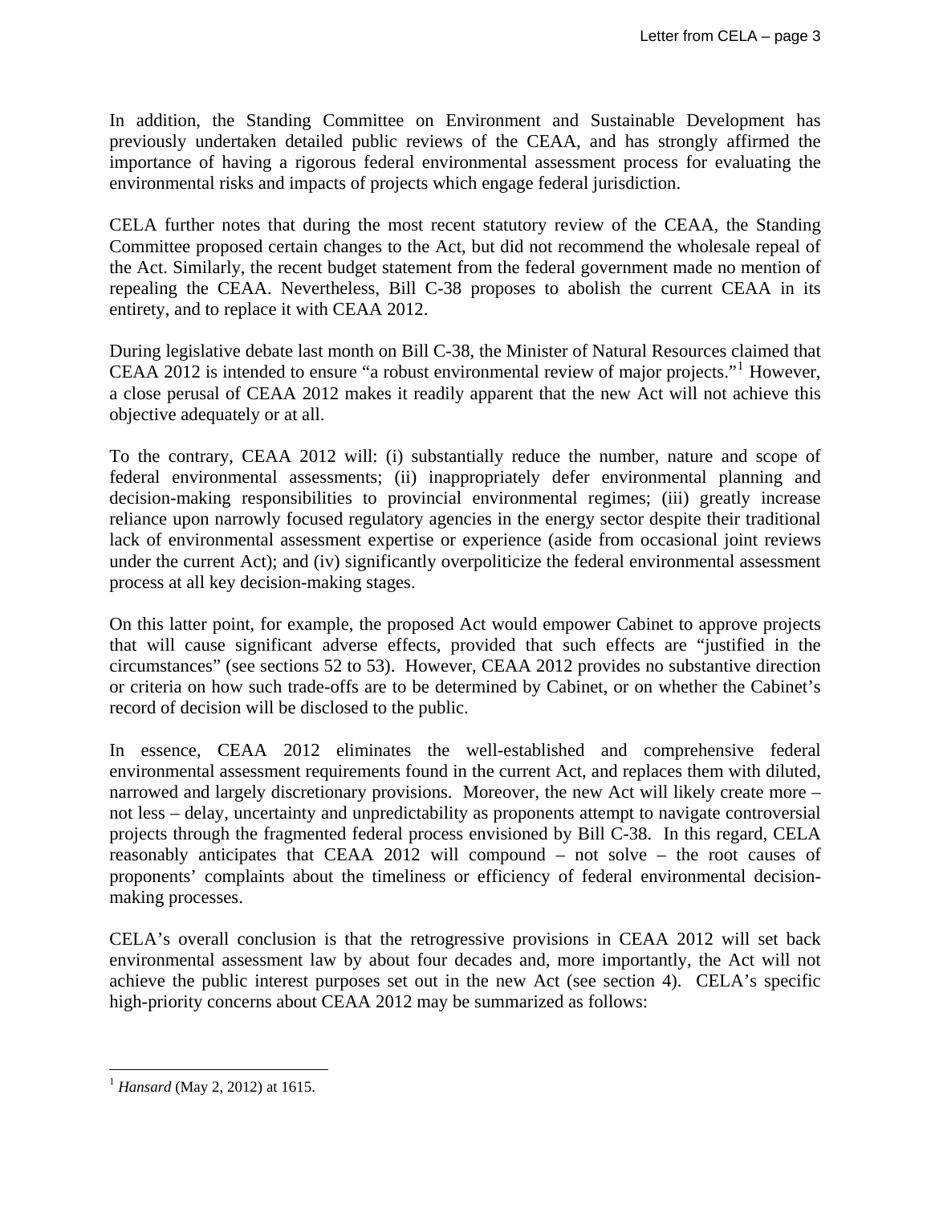In addition, the Standing Committee on Environment and Sustainable Development has previously undertaken detailed public reviews of the CEAA, and has strongly affirmed the importance of having a rigorous federal environmental assessment process for evaluating the environmental risks and impacts of projects which engage federal jurisdiction.

CELA further notes that during the most recent statutory review of the CEAA, the Standing Committee proposed certain changes to the Act, but did not recommend the wholesale repeal of the Act. Similarly, the recent budget statement from the federal government made no mention of repealing the CEAA. Nevertheless, Bill C-38 proposes to abolish the current CEAA in its entirety, and to replace it with CEAA 2012.

During legislative debate last month on Bill C-38, the Minister of Natural Resources claimed that CEAA 2012 is intended to ensure "a robust environmental review of major projects."[1] However, a close perusal of CEAA 2012 makes it readily apparent that the new Act will not achieve this objective adequately or at all.

To the contrary, CEAA 2012 will: (i) substantially reduce the number, nature and scope of federal environmental assessments; (ii) inappropriately defer environmental planning and decision-making responsibilities to provincial environmental regimes; (iii) greatly increase reliance upon narrowly focused regulatory agencies in the energy sector despite their traditional lack of environmental assessment expertise or experience (aside from occasional joint reviews under the current Act); and (iv) significantly overpoliticize the federal environmental assessment process at all key decision-making stages.

On this latter point, for example, the proposed Act would empower Cabinet to approve projects that will cause significant adverse effects, provided that such effects are "justified in the circumstances" (see sections 52 to 53). However, CEAA 2012 provides no substantive direction or criteria on how such trade-offs are to be determined by Cabinet, or on whether the Cabinet's record of decision will be disclosed to the public.

In essence, CEAA 2012 eliminates the well-established and comprehensive federal environmental assessment requirements found in the current Act, and replaces them with diluted, narrowed and largely discretionary provisions. Moreover, the new Act will likely create more – not less – delay, uncertainty and unpredictability as proponents attempt to navigate controversial projects through the fragmented federal process envisioned by Bill C-38. In this regard, CELA reasonably anticipates that CEAA 2012 will compound – not solve – the root causes of proponents' complaints about the timeliness or efficiency of federal environmental decision-making processes.

CELA's overall conclusion is that the retrogressive provisions in CEAA 2012 will set back environmental assessment law by about four decades and, more importantly, the Act will not achieve the public interest purposes set out in the new Act (see section 4). CELA's specific high-priority concerns about CEAA 2012 may be summarized as follows:

---

[1] *Hansard* (May 2, 2012) at 1615.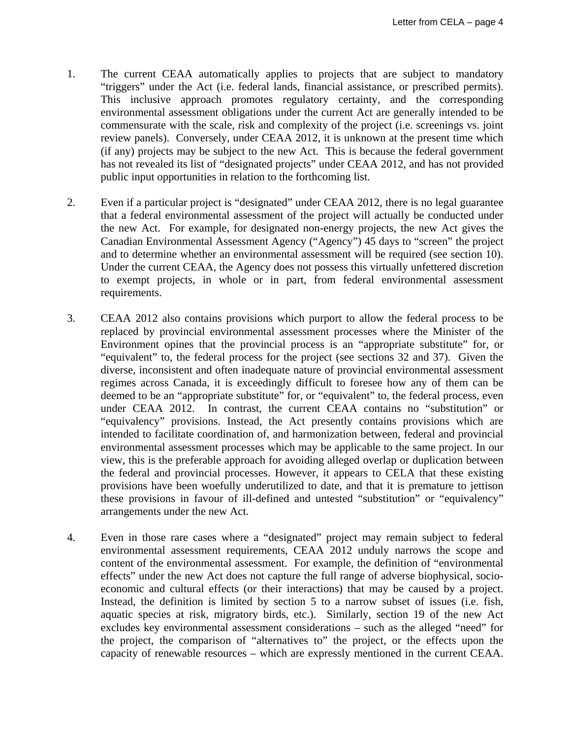1. The current CEAA automatically applies to projects that are subject to mandatory "triggers" under the Act (i.e. federal lands, financial assistance, or prescribed permits). This inclusive approach promotes regulatory certainty, and the corresponding environmental assessment obligations under the current Act are generally intended to be commensurate with the scale, risk and complexity of the project (i.e. screenings vs. joint review panels). Conversely, under CEAA 2012, it is unknown at the present time which (if any) projects may be subject to the new Act. This is because the federal government has not revealed its list of "designated projects" under CEAA 2012, and has not provided public input opportunities in relation to the forthcoming list.

2. Even if a particular project is "designated" under CEAA 2012, there is no legal guarantee that a federal environmental assessment of the project will actually be conducted under the new Act. For example, for designated non-energy projects, the new Act gives the Canadian Environmental Assessment Agency ("Agency") 45 days to "screen" the project and to determine whether an environmental assessment will be required (see section 10). Under the current CEAA, the Agency does not possess this virtually unfettered discretion to exempt projects, in whole or in part, from federal environmental assessment requirements.

3. CEAA 2012 also contains provisions which purport to allow the federal process to be replaced by provincial environmental assessment processes where the Minister of the Environment opines that the provincial process is an "appropriate substitute" for, or "equivalent" to, the federal process for the project (see sections 32 and 37). Given the diverse, inconsistent and often inadequate nature of provincial environmental assessment regimes across Canada, it is exceedingly difficult to foresee how any of them can be deemed to be an "appropriate substitute" for, or "equivalent" to, the federal process, even under CEAA 2012. In contrast, the current CEAA contains no "substitution" or "equivalency" provisions. Instead, the Act presently contains provisions which are intended to facilitate coordination of, and harmonization between, federal and provincial environmental assessment processes which may be applicable to the same project. In our view, this is the preferable approach for avoiding alleged overlap or duplication between the federal and provincial processes. However, it appears to CELA that these existing provisions have been woefully underutilized to date, and that it is premature to jettison these provisions in favour of ill-defined and untested "substitution" or "equivalency" arrangements under the new Act.

4. Even in those rare cases where a "designated" project may remain subject to federal environmental assessment requirements, CEAA 2012 unduly narrows the scope and content of the environmental assessment. For example, the definition of "environmental effects" under the new Act does not capture the full range of adverse biophysical, socio-economic and cultural effects (or their interactions) that may be caused by a project. Instead, the definition is limited by section 5 to a narrow subset of issues (i.e. fish, aquatic species at risk, migratory birds, etc.). Similarly, section 19 of the new Act excludes key environmental assessment considerations – such as the alleged "need" for the project, the comparison of "alternatives to" the project, or the effects upon the capacity of renewable resources – which are expressly mentioned in the current CEAA.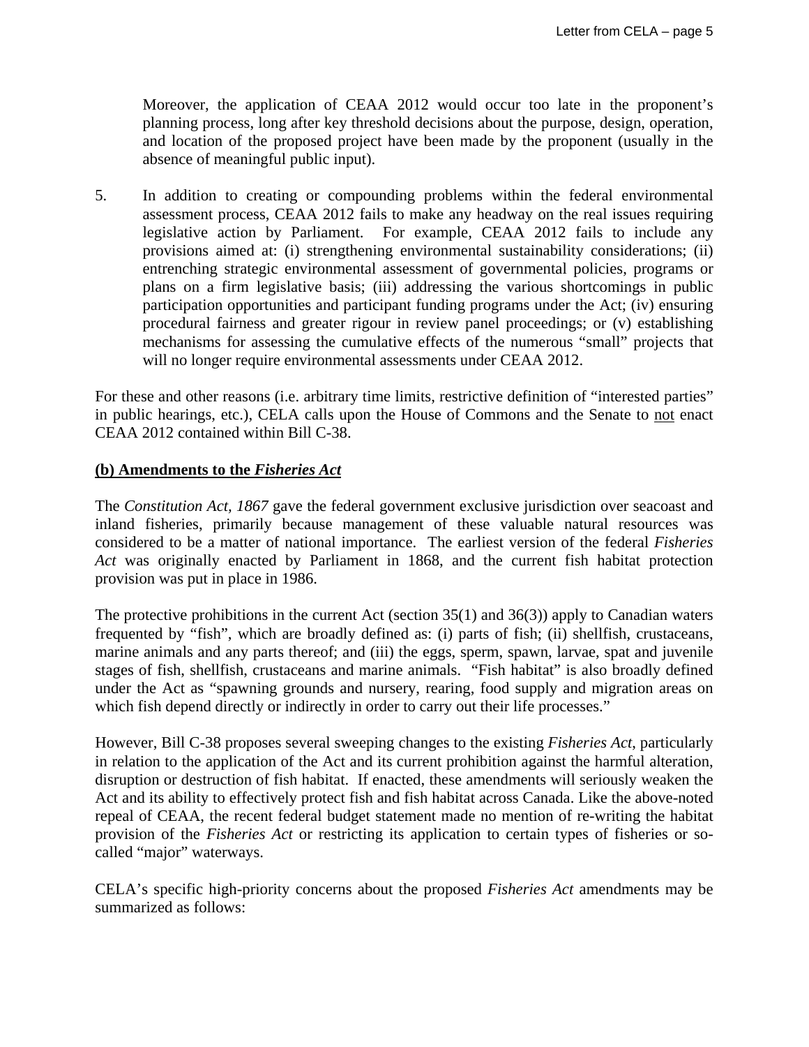Moreover, the application of CEAA 2012 would occur too late in the proponent's planning process, long after key threshold decisions about the purpose, design, operation, and location of the proposed project have been made by the proponent (usually in the absence of meaningful public input).

5. In addition to creating or compounding problems within the federal environmental assessment process, CEAA 2012 fails to make any headway on the real issues requiring legislative action by Parliament. For example, CEAA 2012 fails to include any provisions aimed at: (i) strengthening environmental sustainability considerations; (ii) entrenching strategic environmental assessment of governmental policies, programs or plans on a firm legislative basis; (iii) addressing the various shortcomings in public participation opportunities and participant funding programs under the Act; (iv) ensuring procedural fairness and greater rigour in review panel proceedings; or (v) establishing mechanisms for assessing the cumulative effects of the numerous "small" projects that will no longer require environmental assessments under CEAA 2012.

For these and other reasons (i.e. arbitrary time limits, restrictive definition of "interested parties" in public hearings, etc.), CELA calls upon the House of Commons and the Senate to <u>not</u> enact CEAA 2012 contained within Bill C-38.

## (b) Amendments to the *Fisheries Act*

The *Constitution Act, 1867* gave the federal government exclusive jurisdiction over seacoast and inland fisheries, primarily because management of these valuable natural resources was considered to be a matter of national importance. The earliest version of the federal *Fisheries Act* was originally enacted by Parliament in 1868, and the current fish habitat protection provision was put in place in 1986.

The protective prohibitions in the current Act (section 35(1) and 36(3)) apply to Canadian waters frequented by "fish", which are broadly defined as: (i) parts of fish; (ii) shellfish, crustaceans, marine animals and any parts thereof; and (iii) the eggs, sperm, spawn, larvae, spat and juvenile stages of fish, shellfish, crustaceans and marine animals. "Fish habitat" is also broadly defined under the Act as "spawning grounds and nursery, rearing, food supply and migration areas on which fish depend directly or indirectly in order to carry out their life processes."

However, Bill C-38 proposes several sweeping changes to the existing *Fisheries Act*, particularly in relation to the application of the Act and its current prohibition against the harmful alteration, disruption or destruction of fish habitat. If enacted, these amendments will seriously weaken the Act and its ability to effectively protect fish and fish habitat across Canada. Like the above-noted repeal of CEAA, the recent federal budget statement made no mention of re-writing the habitat provision of the *Fisheries Act* or restricting its application to certain types of fisheries or so-called "major" waterways.

CELA's specific high-priority concerns about the proposed *Fisheries Act* amendments may be summarized as follows: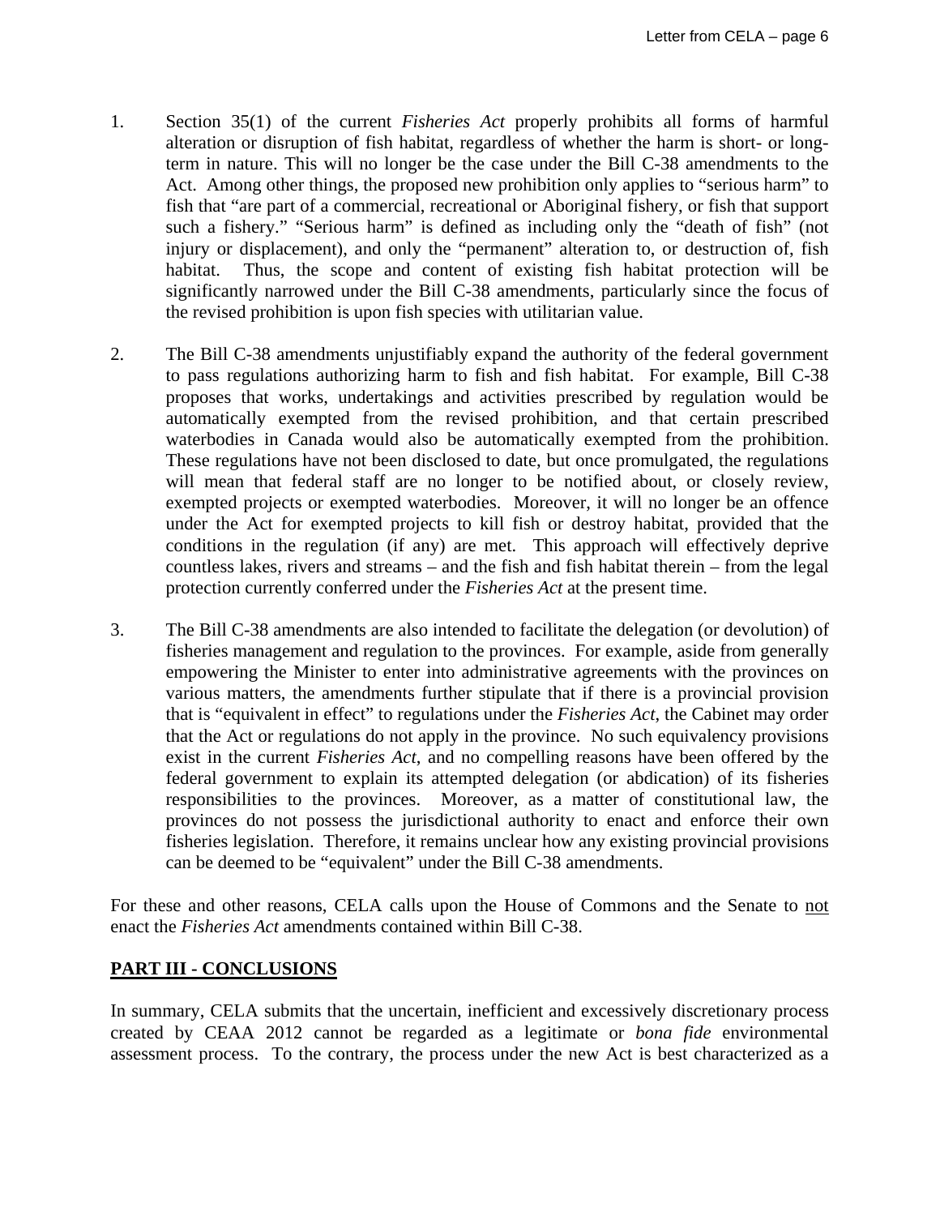1. Section 35(1) of the current *Fisheries Act* properly prohibits all forms of harmful alteration or disruption of fish habitat, regardless of whether the harm is short- or long-term in nature. This will no longer be the case under the Bill C-38 amendments to the Act. Among other things, the proposed new prohibition only applies to "serious harm" to fish that "are part of a commercial, recreational or Aboriginal fishery, or fish that support such a fishery." "Serious harm" is defined as including only the "death of fish" (not injury or displacement), and only the "permanent" alteration to, or destruction of, fish habitat. Thus, the scope and content of existing fish habitat protection will be significantly narrowed under the Bill C-38 amendments, particularly since the focus of the revised prohibition is upon fish species with utilitarian value.

2. The Bill C-38 amendments unjustifiably expand the authority of the federal government to pass regulations authorizing harm to fish and fish habitat. For example, Bill C-38 proposes that works, undertakings and activities prescribed by regulation would be automatically exempted from the revised prohibition, and that certain prescribed waterbodies in Canada would also be automatically exempted from the prohibition. These regulations have not been disclosed to date, but once promulgated, the regulations will mean that federal staff are no longer to be notified about, or closely review, exempted projects or exempted waterbodies. Moreover, it will no longer be an offence under the Act for exempted projects to kill fish or destroy habitat, provided that the conditions in the regulation (if any) are met. This approach will effectively deprive countless lakes, rivers and streams – and the fish and fish habitat therein – from the legal protection currently conferred under the *Fisheries Act* at the present time.

3. The Bill C-38 amendments are also intended to facilitate the delegation (or devolution) of fisheries management and regulation to the provinces. For example, aside from generally empowering the Minister to enter into administrative agreements with the provinces on various matters, the amendments further stipulate that if there is a provincial provision that is "equivalent in effect" to regulations under the *Fisheries Act*, the Cabinet may order that the Act or regulations do not apply in the province. No such equivalency provisions exist in the current *Fisheries Act*, and no compelling reasons have been offered by the federal government to explain its attempted delegation (or abdication) of its fisheries responsibilities to the provinces. Moreover, as a matter of constitutional law, the provinces do not possess the jurisdictional authority to enact and enforce their own fisheries legislation. Therefore, it remains unclear how any existing provincial provisions can be deemed to be "equivalent" under the Bill C-38 amendments.

For these and other reasons, CELA calls upon the House of Commons and the Senate to <u>not</u> enact the *Fisheries Act* amendments contained within Bill C-38.

## PART III - CONCLUSIONS

In summary, CELA submits that the uncertain, inefficient and excessively discretionary process created by CEAA 2012 cannot be regarded as a legitimate or *bona fide* environmental assessment process. To the contrary, the process under the new Act is best characterized as a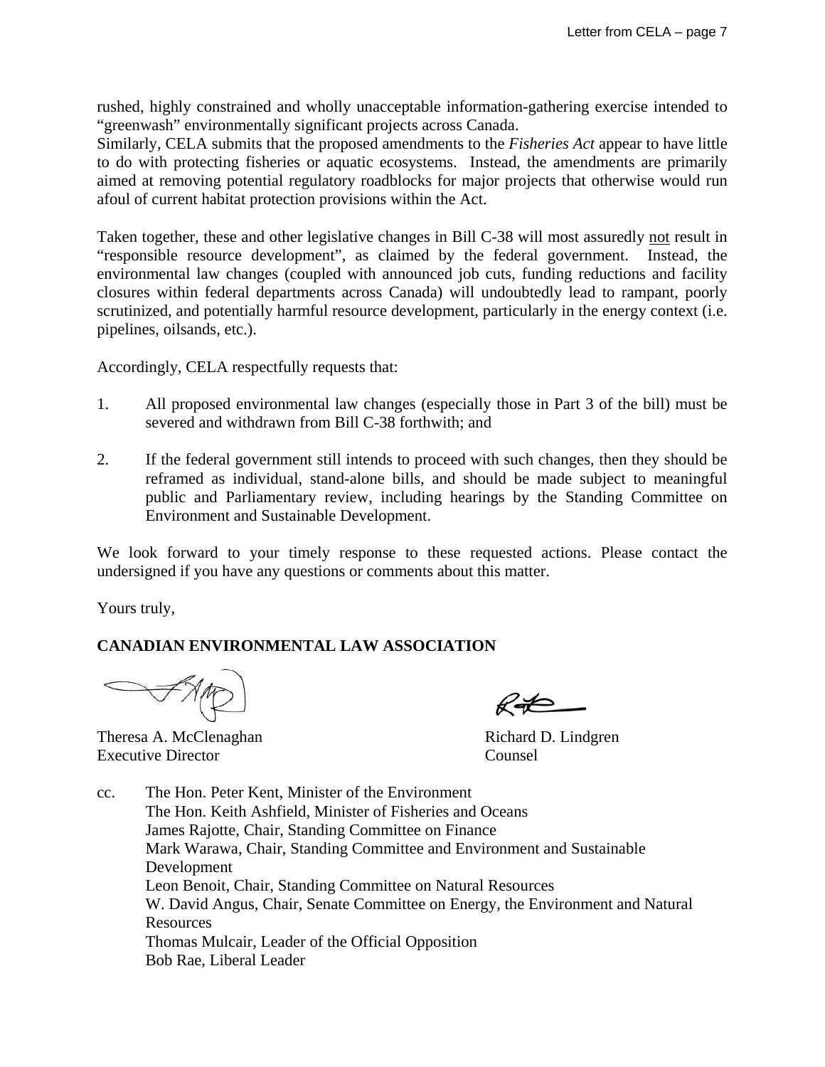rushed, highly constrained and wholly unacceptable information-gathering exercise intended to "greenwash" environmentally significant projects across Canada.
Similarly, CELA submits that the proposed amendments to the *Fisheries Act* appear to have little to do with protecting fisheries or aquatic ecosystems. Instead, the amendments are primarily aimed at removing potential regulatory roadblocks for major projects that otherwise would run afoul of current habitat protection provisions within the Act.

Taken together, these and other legislative changes in Bill C-38 will most assuredly <u>not</u> result in "responsible resource development", as claimed by the federal government. Instead, the environmental law changes (coupled with announced job cuts, funding reductions and facility closures within federal departments across Canada) will undoubtedly lead to rampant, poorly scrutinized, and potentially harmful resource development, particularly in the energy context (i.e. pipelines, oilsands, etc.).

Accordingly, CELA respectfully requests that:

1. All proposed environmental law changes (especially those in Part 3 of the bill) must be severed and withdrawn from Bill C-38 forthwith; and

2. If the federal government still intends to proceed with such changes, then they should be reframed as individual, stand-alone bills, and should be made subject to meaningful public and Parliamentary review, including hearings by the Standing Committee on Environment and Sustainable Development.

We look forward to your timely response to these requested actions. Please contact the undersigned if you have any questions or comments about this matter.

Yours truly,

**CANADIAN ENVIRONMENTAL LAW ASSOCIATION**

Theresa A. McClenaghan
Executive Director

Richard D. Lindgren
Counsel

cc. The Hon. Peter Kent, Minister of the Environment
The Hon. Keith Ashfield, Minister of Fisheries and Oceans
James Rajotte, Chair, Standing Committee on Finance
Mark Warawa, Chair, Standing Committee and Environment and Sustainable Development
Leon Benoit, Chair, Standing Committee on Natural Resources
W. David Angus, Chair, Senate Committee on Energy, the Environment and Natural Resources
Thomas Mulcair, Leader of the Official Opposition
Bob Rae, Liberal Leader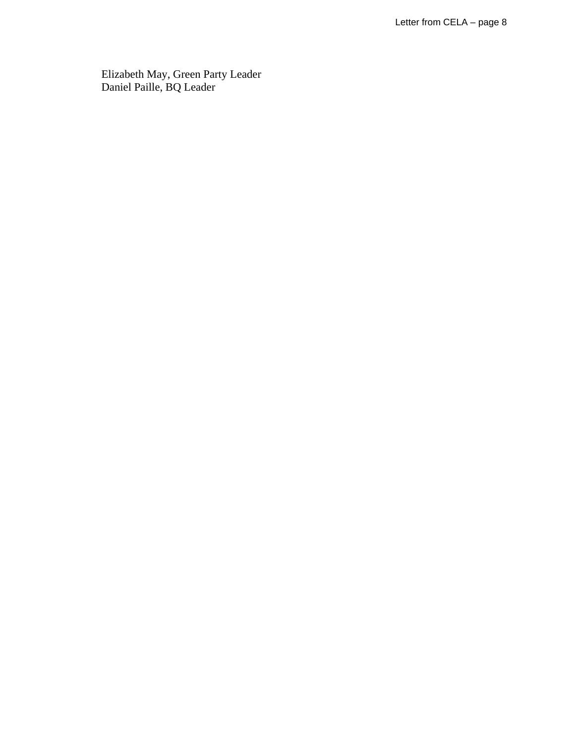Elizabeth May, Green Party Leader
Daniel Paille, BQ Leader